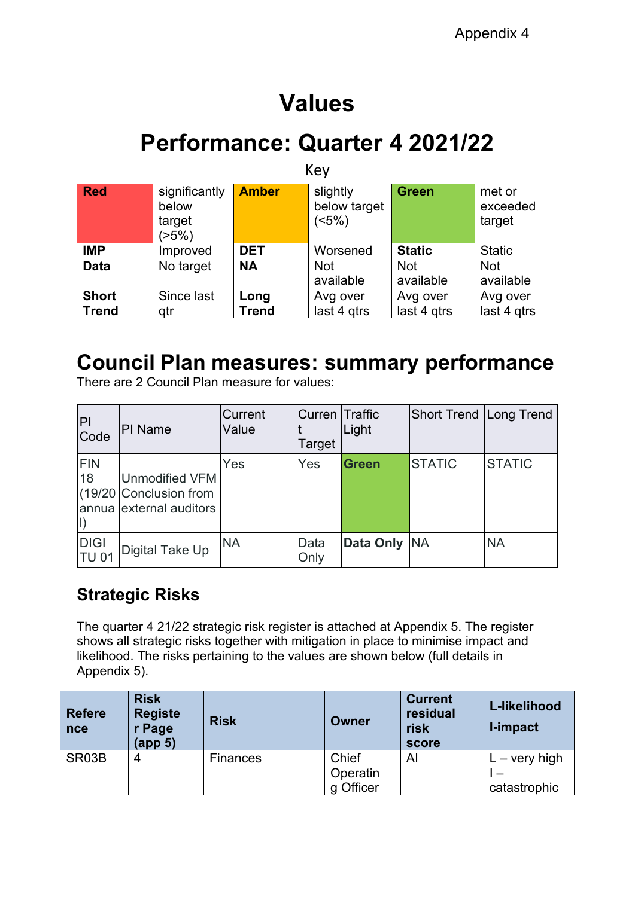Appendix 4

# Values

# Performance: Quarter 4 2021/22

Key

| Red | significantly below target (>5%) | Amber | slightly below target (<5%) | Green | met or exceeded target |
|---|---|---|---|---|---|
| **IMP** | Improved | **DET** | Worsened | **Static** | Static |
| **Data** | No target | **NA** | Not available | Not available | Not available |
| **Short Trend** | Since last qtr | **Long Trend** | Avg over last 4 qtrs | Avg over last 4 qtrs | Avg over last 4 qtrs |

## Council Plan measures: summary performance

There are 2 Council Plan measure for values:

| PI Code | PI Name | Current Value | Current Target | Traffic Light | Short Trend | Long Trend |
|---|---|---|---|---|---|---|
| FIN 18 (19/20 annual) | Unmodified VFM Conclusion from external auditors | Yes | Yes | **Green** | STATIC | STATIC |
| DIGI TU 01 | Digital Take Up | NA | Data Only | **Data Only** | NA | NA |

### Strategic Risks

The quarter 4 21/22 strategic risk register is attached at Appendix 5. The register shows all strategic risks together with mitigation in place to minimise impact and likelihood. The risks pertaining to the values are shown below (full details in Appendix 5).

| Reference | Risk Register Page (app 5) | Risk | Owner | Current residual risk score | L-likelihood I-impact |
|---|---|---|---|---|---|
| SR03B | 4 | Finances | Chief Operating Officer | AI | L – very high I – catastrophic |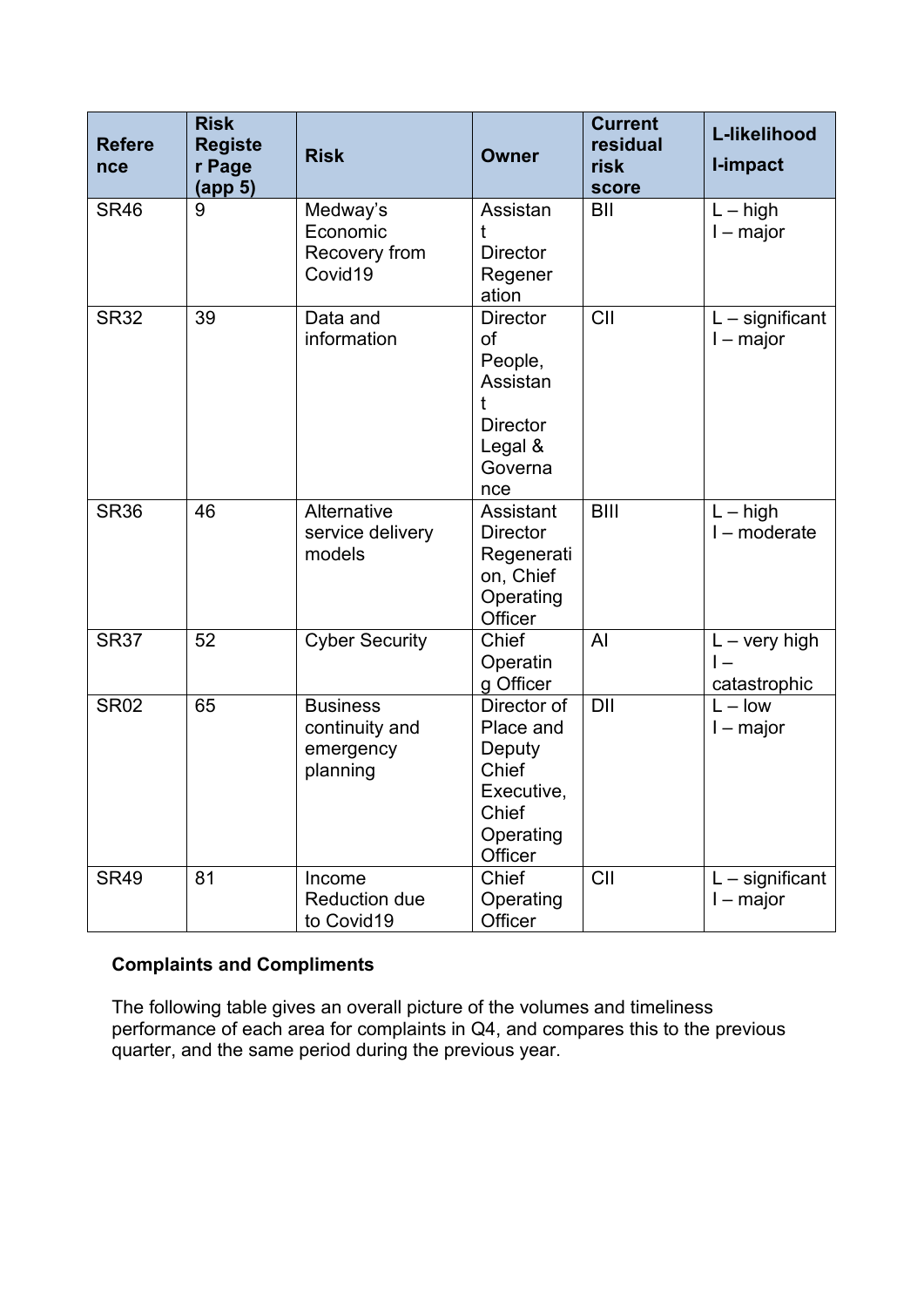| Reference | Risk Register Page (app 5) | Risk | Owner | Current residual risk score | L-likelihood I-impact |
|---|---|---|---|---|---|
| SR46 | 9 | Medway's Economic Recovery from Covid19 | Assistant Director Regeneration | BII | L – high<br>I – major |
| SR32 | 39 | Data and information | Director of People, Assistant Director Legal & Governance | CII | L – significant<br>I – major |
| SR36 | 46 | Alternative service delivery models | Assistant Director Regeneration, Chief Operating Officer | BIII | L – high<br>I – moderate |
| SR37 | 52 | Cyber Security | Chief Operating Officer | AI | L – very high<br>I – catastrophic |
| SR02 | 65 | Business continuity and emergency planning | Director of Place and Deputy Chief Executive, Chief Operating Officer | DII | L – low<br>I – major |
| SR49 | 81 | Income Reduction due to Covid19 | Chief Operating Officer | CII | L – significant<br>I – major |

**Complaints and Compliments**

The following table gives an overall picture of the volumes and timeliness performance of each area for complaints in Q4, and compares this to the previous quarter, and the same period during the previous year.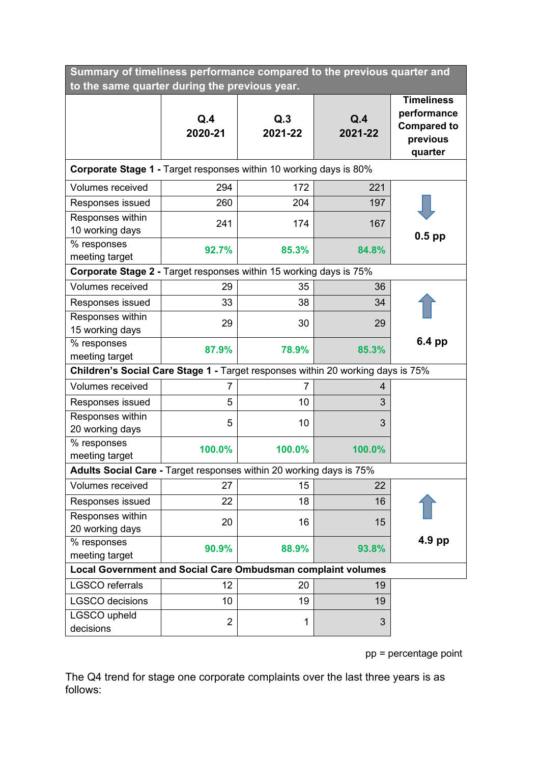| Summary of timeliness performance compared to the previous quarter and to the same quarter during the previous year. | | | | |
|---|---|---|---|---|
| | **Q.4 2020-21** | **Q.3 2021-22** | **Q.4 2021-22** | **Timeliness performance Compared to previous quarter** |
| **Corporate Stage 1 -** Target responses within 10 working days is 80% | | | | |
| Volumes received | 294 | 172 | 221 | ⇩ 0.5 pp |
| Responses issued | 260 | 204 | 197 | |
| Responses within 10 working days | 241 | 174 | 167 | |
| % responses meeting target | **92.7%** | **85.3%** | **84.8%** | |
| **Corporate Stage 2 -** Target responses within 15 working days is 75% | | | | |
| Volumes received | 29 | 35 | 36 | ⇧ 6.4 pp |
| Responses issued | 33 | 38 | 34 | |
| Responses within 15 working days | 29 | 30 | 29 | |
| % responses meeting target | **87.9%** | **78.9%** | **85.3%** | |
| **Children's Social Care Stage 1 -** Target responses within 20 working days is 75% | | | | |
| Volumes received | 7 | 7 | 4 | |
| Responses issued | 5 | 10 | 3 | |
| Responses within 20 working days | 5 | 10 | 3 | |
| % responses meeting target | **100.0%** | **100.0%** | **100.0%** | |
| **Adults Social Care -** Target responses within 20 working days is 75% | | | | |
| Volumes received | 27 | 15 | 22 | ⇧ 4.9 pp |
| Responses issued | 22 | 18 | 16 | |
| Responses within 20 working days | 20 | 16 | 15 | |
| % responses meeting target | **90.9%** | **88.9%** | **93.8%** | |
| **Local Government and Social Care Ombudsman complaint volumes** | | | | |
| LGSCO referrals | 12 | 20 | 19 | |
| LGSCO decisions | 10 | 19 | 19 | |
| LGSCO upheld decisions | 2 | 1 | 3 | |

pp = percentage point

The Q4 trend for stage one corporate complaints over the last three years is as follows: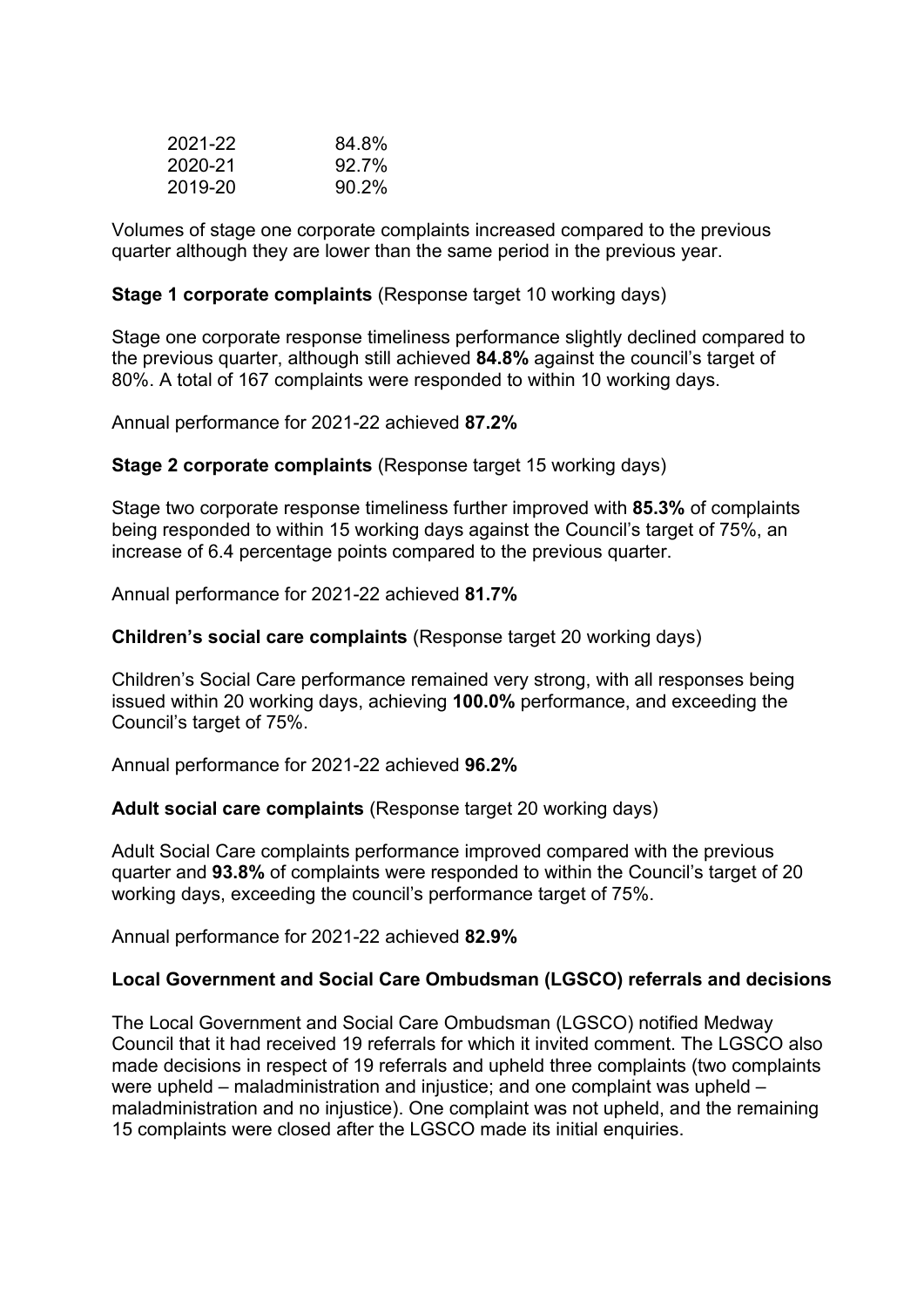| | |
|---|---|
| 2021-22 | 84.8% |
| 2020-21 | 92.7% |
| 2019-20 | 90.2% |

Volumes of stage one corporate complaints increased compared to the previous quarter although they are lower than the same period in the previous year.

**Stage 1 corporate complaints** (Response target 10 working days)

Stage one corporate response timeliness performance slightly declined compared to the previous quarter, although still achieved **84.8%** against the council's target of 80%. A total of 167 complaints were responded to within 10 working days.

Annual performance for 2021-22 achieved **87.2%**

**Stage 2 corporate complaints** (Response target 15 working days)

Stage two corporate response timeliness further improved with **85.3%** of complaints being responded to within 15 working days against the Council's target of 75%, an increase of 6.4 percentage points compared to the previous quarter.

Annual performance for 2021-22 achieved **81.7%**

**Children's social care complaints** (Response target 20 working days)

Children's Social Care performance remained very strong, with all responses being issued within 20 working days, achieving **100.0%** performance, and exceeding the Council's target of 75%.

Annual performance for 2021-22 achieved **96.2%**

**Adult social care complaints** (Response target 20 working days)

Adult Social Care complaints performance improved compared with the previous quarter and **93.8%** of complaints were responded to within the Council's target of 20 working days, exceeding the council's performance target of 75%.

Annual performance for 2021-22 achieved **82.9%**

**Local Government and Social Care Ombudsman (LGSCO) referrals and decisions**

The Local Government and Social Care Ombudsman (LGSCO) notified Medway Council that it had received 19 referrals for which it invited comment. The LGSCO also made decisions in respect of 19 referrals and upheld three complaints (two complaints were upheld – maladministration and injustice; and one complaint was upheld – maladministration and no injustice). One complaint was not upheld, and the remaining 15 complaints were closed after the LGSCO made its initial enquiries.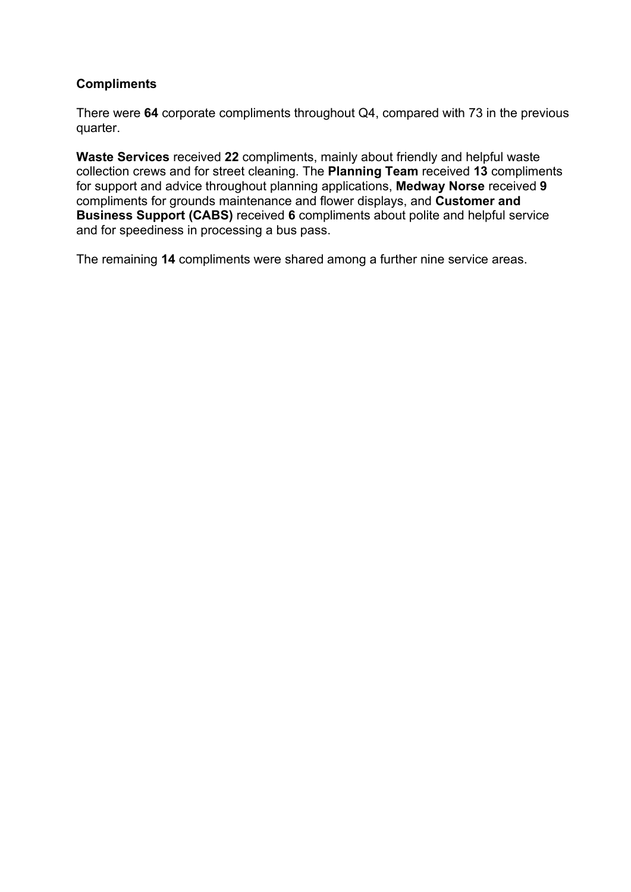**Compliments**

There were **64** corporate compliments throughout Q4, compared with 73 in the previous quarter.

**Waste Services** received **22** compliments, mainly about friendly and helpful waste collection crews and for street cleaning. The **Planning Team** received **13** compliments for support and advice throughout planning applications, **Medway Norse** received **9** compliments for grounds maintenance and flower displays, and **Customer and Business Support (CABS)** received **6** compliments about polite and helpful service and for speediness in processing a bus pass.

The remaining **14** compliments were shared among a further nine service areas.